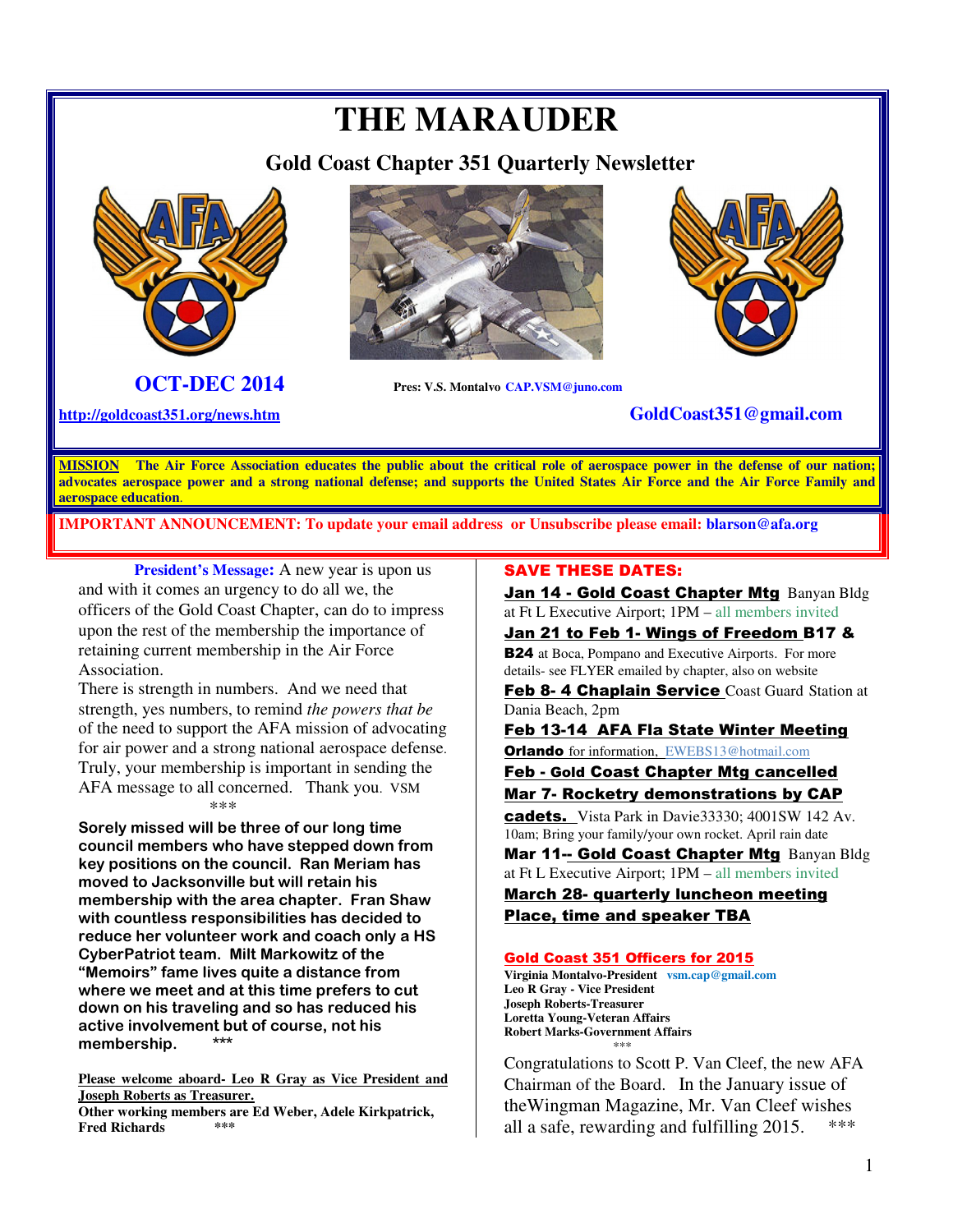# THE MARAUDER

## Gold Coast Chapter 351 Quarterly Newsletter

**OCT-DEC 2014**

**Pres: V.S. Montalvo** CAP.VSM@juno.com

http://goldcoast351.org/news.htm

**GoldCoast351@gmail.com**

**MISSION** **The Air Force Association educates the public about the critical role of aerospace power in the defense of our nation; advocates aerospace power and a strong national defense; and supports the United States Air Force and the Air Force Family and aerospace education.**

**IMPORTANT ANNOUNCEMENT: To update your email address or Unsubscribe please email: blarson@afa.org**

**President's Message:** A new year is upon us and with it comes an urgency to do all we, the officers of the Gold Coast Chapter, can do to impress upon the rest of the membership the importance of retaining current membership in the Air Force Association.

There is strength in numbers. And we need that strength, yes numbers, to remind *the powers that be* of the need to support the AFA mission of advocating for air power and a strong national aerospace defense. Truly, your membership is important in sending the AFA message to all concerned. Thank you. VSM

\*\*\*

**Sorely missed will be three of our long time council members who have stepped down from key positions on the council. Ran Meriam has moved to Jacksonville but will retain his membership with the area chapter. Fran Shaw with countless responsibilities has decided to reduce her volunteer work and coach only a HS CyberPatriot team. Milt Markowitz of the "Memoirs" fame lives quite a distance from where we meet and at this time prefers to cut down on his traveling and so has reduced his active involvement but of course, not his membership.** \*\*\*

**Please welcome aboard- Leo R Gray as Vice President and Joseph Roberts as Treasurer.**

**Other working members are Ed Weber, Adele Kirkpatrick, Fred Richards** \*\*\*

## SAVE THESE DATES:

**Jan 14 - Gold Coast Chapter Mtg** Banyan Bldg at Ft L Executive Airport; 1PM – all members invited

**Jan 21 to Feb 1- Wings of Freedom B17 & B24** at Boca, Pompano and Executive Airports. For more details- see FLYER emailed by chapter, also on website

**Feb 8- 4 Chaplain Service** Coast Guard Station at Dania Beach, 2pm

**Feb 13-14 AFA Fla State Winter Meeting Orlando** for information, EWEBS13@hotmail.com

**Feb - Gold Coast Chapter Mtg cancelled**

**Mar 7- Rocketry demonstrations by CAP cadets.** Vista Park in Davie33330; 4001SW 142 Av. 10am; Bring your family/your own rocket. April rain date

**Mar 11-- Gold Coast Chapter Mtg** Banyan Bldg at Ft L Executive Airport; 1PM – all members invited

**March 28- quarterly luncheon meeting Place, time and speaker TBA**

### Gold Coast 351 Officers for 2015

**Virginia Montalvo-President** vsm.cap@gmail.com
**Leo R Gray - Vice President**
**Joseph Roberts-Treasurer**
**Loretta Young-Veteran Affairs**
**Robert Marks-Government Affairs**

\*\*\*

Congratulations to Scott P. Van Cleef, the new AFA Chairman of the Board. In the January issue of theWingman Magazine, Mr. Van Cleef wishes all a safe, rewarding and fulfilling 2015. \*\*\*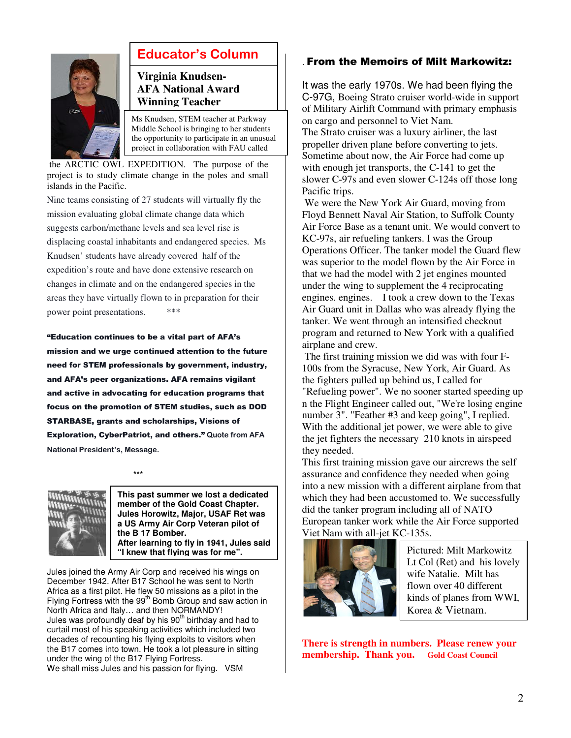## Educator's Column

### Virginia Knudsen- AFA National Award Winning Teacher

Ms Knudsen, STEM teacher at Parkway Middle School is bringing to her students the opportunity to participate in an unusual project in collaboration with FAU called the ARCTIC OWL EXPEDITION. The purpose of the project is to study climate change in the poles and small islands in the Pacific.

Nine teams consisting of 27 students will virtually fly the mission evaluating global climate change data which suggests carbon/methane levels and sea level rise is displacing coastal inhabitants and endangered species. Ms Knudsen' students have already covered half of the expedition's route and have done extensive research on changes in climate and on the endangered species in the areas they have virtually flown to in preparation for their power point presentations. ***

**"Education continues to be a vital part of AFA's mission and we urge continued attention to the future need for STEM professionals by government, industry, and AFA's peer organizations. AFA remains vigilant and active in advocating for education programs that focus on the promotion of STEM studies, such as DOD STARBASE, grants and scholarships, Visions of Exploration, CyberPatriot, and others."** Quote from AFA National President's, Message.

***

**This past summer we lost a dedicated member of the Gold Coast Chapter. Jules Horowitz, Major, USAF Ret was a US Army Air Corp Veteran pilot of the B 17 Bomber. After learning to fly in 1941, Jules said "I knew that flying was for me".**

Jules joined the Army Air Corp and received his wings on December 1942. After B17 School he was sent to North Africa as a first pilot. He flew 50 missions as a pilot in the Flying Fortress with the 99th Bomb Group and saw action in North Africa and Italy… and then NORMANDY!
Jules was profoundly deaf by his 90th birthday and had to curtail most of his speaking activities which included two decades of recounting his flying exploits to visitors when the B17 comes into town. He took a lot pleasure in sitting under the wing of the B17 Flying Fortress.
We shall miss Jules and his passion for flying. VSM

### From the Memoirs of Milt Markowitz:

It was the early 1970s. We had been flying the C-97G, Boeing Strato cruiser world-wide in support of Military Airlift Command with primary emphasis on cargo and personnel to Viet Nam.
The Strato cruiser was a luxury airliner, the last propeller driven plane before converting to jets. Sometime about now, the Air Force had come up with enough jet transports, the C-141 to get the slower C-97s and even slower C-124s off those long Pacific trips.
We were the New York Air Guard, moving from Floyd Bennett Naval Air Station, to Suffolk County Air Force Base as a tenant unit. We would convert to KC-97s, air refueling tankers. I was the Group Operations Officer. The tanker model the Guard flew was superior to the model flown by the Air Force in that we had the model with 2 jet engines mounted under the wing to supplement the 4 reciprocating engines. engines. I took a crew down to the Texas Air Guard unit in Dallas who was already flying the tanker. We went through an intensified checkout program and returned to New York with a qualified airplane and crew.
The first training mission we did was with four F-100s from the Syracuse, New York, Air Guard. As the fighters pulled up behind us, I called for "Refueling power". We no sooner started speeding up n the Flight Engineer called out, "We're losing engine number 3". "Feather #3 and keep going", I replied. With the additional jet power, we were able to give the jet fighters the necessary 210 knots in airspeed they needed.
This first training mission gave our aircrews the self assurance and confidence they needed when going into a new mission with a different airplane from that which they had been accustomed to. We successfully did the tanker program including all of NATO European tanker work while the Air Force supported Viet Nam with all-jet KC-135s.

Pictured: Milt Markowitz Lt Col (Ret) and his lovely wife Natalie. Milt has flown over 40 different kinds of planes from WWI, Korea & Vietnam.

**There is strength in numbers. Please renew your membership. Thank you.** **Gold Coast Council**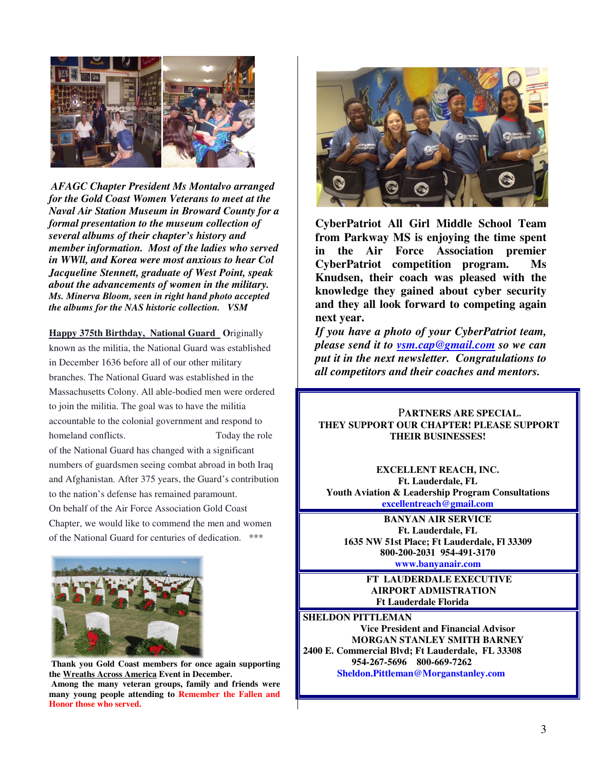*AFAGC Chapter President Ms Montalvo arranged for the Gold Coast Women Veterans to meet at the Naval Air Station Museum in Broward County for a formal presentation to the museum collection of several albums of their chapter's history and member information. Most of the ladies who served in WWll, and Korea were most anxious to hear Col Jacqueline Stennett, graduate of West Point, speak about the advancements of women in the military. Ms. Minerva Bloom, seen in right hand photo accepted the albums for the NAS historic collection. VSM*

**Happy 375th Birthday, National Guard** **O**riginally known as the militia, the National Guard was established in December 1636 before all of our other military branches. The National Guard was established in the Massachusetts Colony. All able-bodied men were ordered to join the militia. The goal was to have the militia accountable to the colonial government and respond to homeland conflicts. Today the role of the National Guard has changed with a significant numbers of guardsmen seeing combat abroad in both Iraq and Afghanistan. After 375 years, the Guard's contribution to the nation's defense has remained paramount. On behalf of the Air Force Association Gold Coast Chapter, we would like to commend the men and women of the National Guard for centuries of dedication. ***

**Thank you Gold Coast members for once again supporting the Wreaths Across America Event in December. Among the many veteran groups, family and friends were many young people attending to Remember the Fallen and Honor those who served.**

**CyberPatriot All Girl Middle School Team from Parkway MS is enjoying the time spent in the Air Force Association premier CyberPatriot competition program. Ms Knudsen, their coach was pleased with the knowledge they gained about cyber security and they all look forward to competing again next year.**

***If you have a photo of your CyberPatriot team, please send it to vsm.cap@gmail.com so we can put it in the next newsletter. Congratulations to all competitors and their coaches and mentors.***

**PARTNERS ARE SPECIAL.
THEY SUPPORT OUR CHAPTER! PLEASE SUPPORT THEIR BUSINESSES!**

**EXCELLENT REACH, INC.**
**Ft. Lauderdale, FL**
**Youth Aviation & Leadership Program Consultations**
**excellentreach@gmail.com**

**BANYAN AIR SERVICE**
**Ft. Lauderdale, FL**
**1635 NW 51st Place; Ft Lauderdale, Fl 33309**
**800-200-2031 954-491-3170**
**www.banyanair.com**

**FT LAUDERDALE EXECUTIVE AIRPORT ADMISTRATION**
**Ft Lauderdale Florida**

**SHELDON PITTLEMAN**
**Vice President and Financial Advisor**
**MORGAN STANLEY SMITH BARNEY**
**2400 E. Commercial Blvd; Ft Lauderdale, FL 33308**
**954-267-5696 800-669-7262**
**Sheldon.Pittleman@Morganstanley.com**